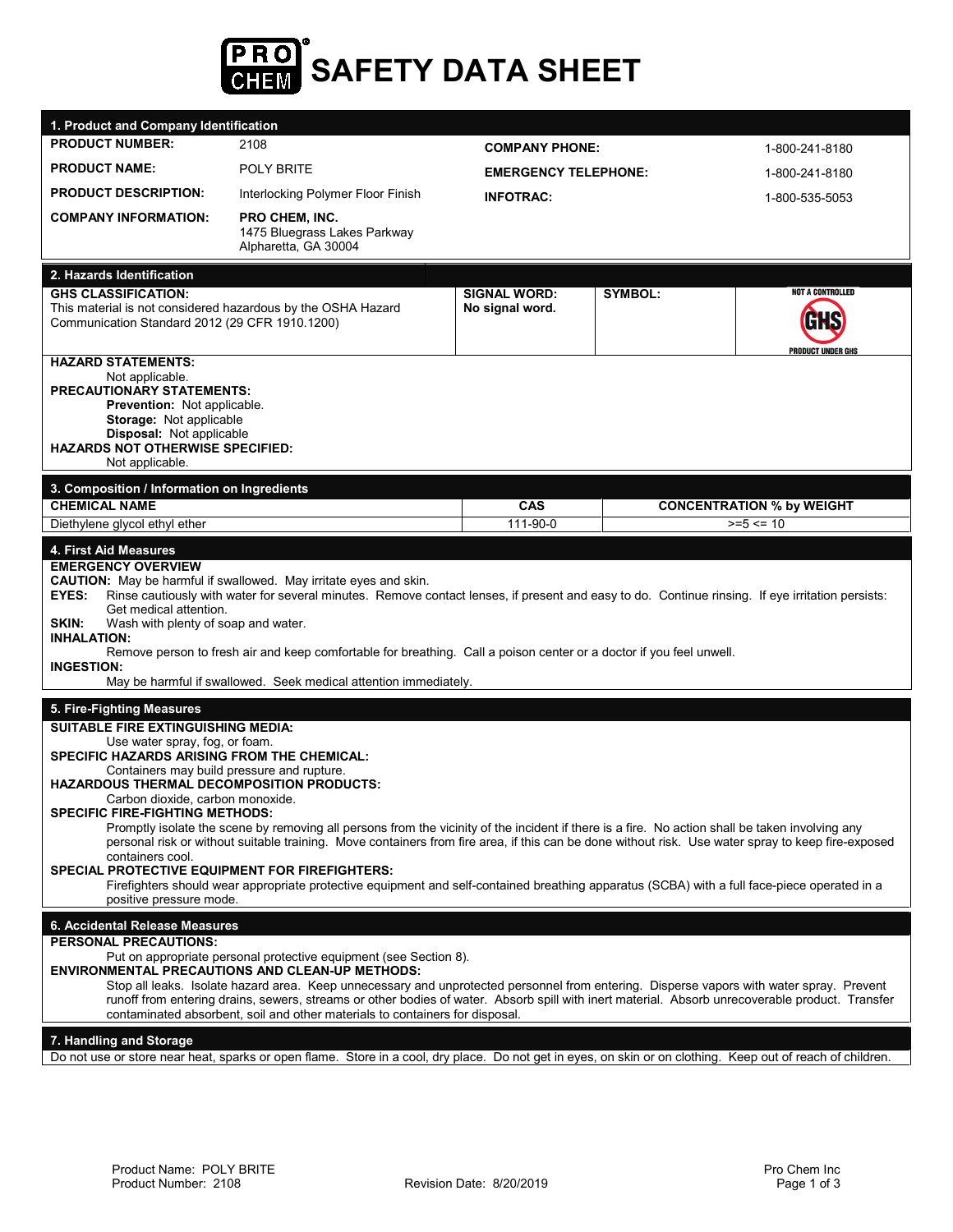# SAFETY DATA SHEET

## 1. Product and Company Identification

| | | | |
|---|---|---|---|
| **PRODUCT NUMBER:** | 2108 | **COMPANY PHONE:** | 1-800-241-8180 |
| **PRODUCT NAME:** | POLY BRITE | **EMERGENCY TELEPHONE:** | 1-800-241-8180 |
| **PRODUCT DESCRIPTION:** | Interlocking Polymer Floor Finish | **INFOTRAC:** | 1-800-535-5053 |
| **COMPANY INFORMATION:** | **PRO CHEM, INC.** 1475 Bluegrass Lakes Parkway Alpharetta, GA 30004 | | |

## 2. Hazards Identification

| | | | |
|---|---|---|---|
| **GHS CLASSIFICATION:** This material is not considered hazardous by the OSHA Hazard Communication Standard 2012 (29 CFR 1910.1200) | **SIGNAL WORD:** No signal word. | **SYMBOL:** | NOT A CONTROLLED PRODUCT UNDER GHS |

**HAZARD STATEMENTS:**
Not applicable.

**PRECAUTIONARY STATEMENTS:**
**Prevention:** Not applicable.
**Storage:** Not applicable
**Disposal:** Not applicable

**HAZARDS NOT OTHERWISE SPECIFIED:**
Not applicable.

## 3. Composition / Information on Ingredients

| CHEMICAL NAME | CAS | CONCENTRATION % by WEIGHT |
|---|---|---|
| Diethylene glycol ethyl ether | 111-90-0 | >=5 <= 10 |

## 4. First Aid Measures

**EMERGENCY OVERVIEW**

**CAUTION:** May be harmful if swallowed. May irritate eyes and skin.

**EYES:** Rinse cautiously with water for several minutes. Remove contact lenses, if present and easy to do. Continue rinsing. If eye irritation persists: Get medical attention.

**SKIN:** Wash with plenty of soap and water.

**INHALATION:**
Remove person to fresh air and keep comfortable for breathing. Call a poison center or a doctor if you feel unwell.

**INGESTION:**
May be harmful if swallowed. Seek medical attention immediately.

## 5. Fire-Fighting Measures

**SUITABLE FIRE EXTINGUISHING MEDIA:**
Use water spray, fog, or foam.

**SPECIFIC HAZARDS ARISING FROM THE CHEMICAL:**
Containers may build pressure and rupture.

**HAZARDOUS THERMAL DECOMPOSITION PRODUCTS:**
Carbon dioxide, carbon monoxide.

**SPECIFIC FIRE-FIGHTING METHODS:**
Promptly isolate the scene by removing all persons from the vicinity of the incident if there is a fire. No action shall be taken involving any personal risk or without suitable training. Move containers from fire area, if this can be done without risk. Use water spray to keep fire-exposed containers cool.

**SPECIAL PROTECTIVE EQUIPMENT FOR FIREFIGHTERS:**
Firefighters should wear appropriate protective equipment and self-contained breathing apparatus (SCBA) with a full face-piece operated in a positive pressure mode.

## 6. Accidental Release Measures

**PERSONAL PRECAUTIONS:**
Put on appropriate personal protective equipment (see Section 8).

**ENVIRONMENTAL PRECAUTIONS AND CLEAN-UP METHODS:**
Stop all leaks. Isolate hazard area. Keep unnecessary and unprotected personnel from entering. Disperse vapors with water spray. Prevent runoff from entering drains, sewers, streams or other bodies of water. Absorb spill with inert material. Absorb unrecoverable product. Transfer contaminated absorbent, soil and other materials to containers for disposal.

## 7. Handling and Storage

Do not use or store near heat, sparks or open flame. Store in a cool, dry place. Do not get in eyes, on skin or on clothing. Keep out of reach of children.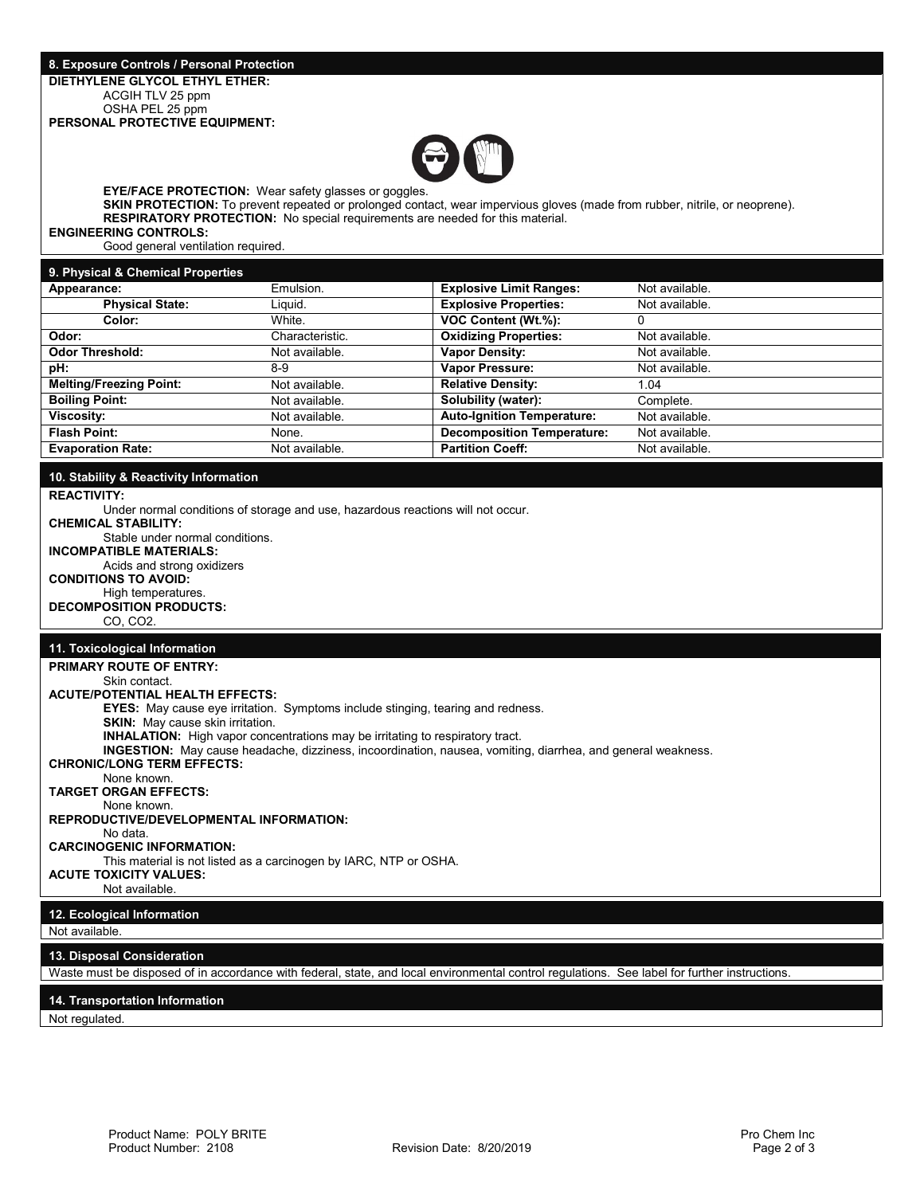## 8. Exposure Controls / Personal Protection

**DIETHYLENE GLYCOL ETHYL ETHER:**

ACGIH TLV 25 ppm
OSHA PEL 25 ppm

**PERSONAL PROTECTIVE EQUIPMENT:**

**EYE/FACE PROTECTION:** Wear safety glasses or goggles.
**SKIN PROTECTION:** To prevent repeated or prolonged contact, wear impervious gloves (made from rubber, nitrile, or neoprene).
**RESPIRATORY PROTECTION:** No special requirements are needed for this material.

**ENGINEERING CONTROLS:**

Good general ventilation required.

## 9. Physical & Chemical Properties

| | | | |
|---|---|---|---|
| **Appearance:** | Emulsion. | **Explosive Limit Ranges:** | Not available. |
| **Physical State:** | Liquid. | **Explosive Properties:** | Not available. |
| **Color:** | White. | **VOC Content (Wt.%):** | 0 |
| **Odor:** | Characteristic. | **Oxidizing Properties:** | Not available. |
| **Odor Threshold:** | Not available. | **Vapor Density:** | Not available. |
| **pH:** | 8-9 | **Vapor Pressure:** | Not available. |
| **Melting/Freezing Point:** | Not available. | **Relative Density:** | 1.04 |
| **Boiling Point:** | Not available. | **Solubility (water):** | Complete. |
| **Viscosity:** | Not available. | **Auto-Ignition Temperature:** | Not available. |
| **Flash Point:** | None. | **Decomposition Temperature:** | Not available. |
| **Evaporation Rate:** | Not available. | **Partition Coeff:** | Not available. |

## 10. Stability & Reactivity Information

**REACTIVITY:**

Under normal conditions of storage and use, hazardous reactions will not occur.

**CHEMICAL STABILITY:**

Stable under normal conditions.

**INCOMPATIBLE MATERIALS:**

Acids and strong oxidizers

**CONDITIONS TO AVOID:**

High temperatures.

**DECOMPOSITION PRODUCTS:**

CO, $CO_2$.

## 11. Toxicological Information

**PRIMARY ROUTE OF ENTRY:**

Skin contact.

**ACUTE/POTENTIAL HEALTH EFFECTS:**

**EYES:** May cause eye irritation. Symptoms include stinging, tearing and redness.
**SKIN:** May cause skin irritation.
**INHALATION:** High vapor concentrations may be irritating to respiratory tract.
**INGESTION:** May cause headache, dizziness, incoordination, nausea, vomiting, diarrhea, and general weakness.

**CHRONIC/LONG TERM EFFECTS:**

None known.

**TARGET ORGAN EFFECTS:**

None known.

**REPRODUCTIVE/DEVELOPMENTAL INFORMATION:**

No data.

**CARCINOGENIC INFORMATION:**

This material is not listed as a carcinogen by IARC, NTP or OSHA.

**ACUTE TOXICITY VALUES:**

Not available.

## 12. Ecological Information

Not available.

## 13. Disposal Consideration

Waste must be disposed of in accordance with federal, state, and local environmental control regulations. See label for further instructions.

## 14. Transportation Information

Not regulated.

Product Name: POLY BRITE
Product Number: 2108
Revision Date: 8/20/2019
Pro Chem Inc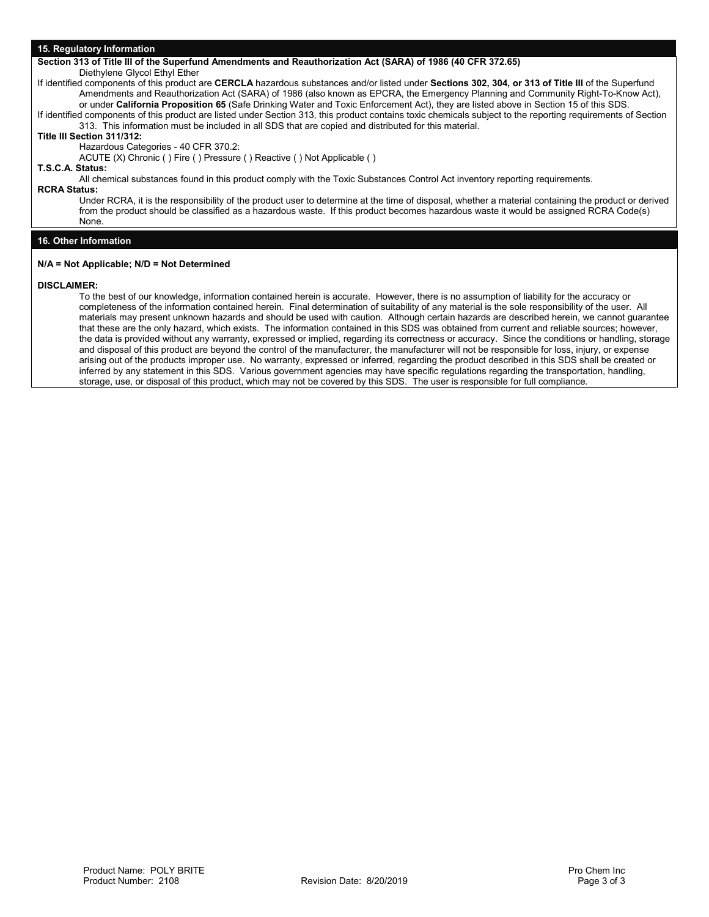## 15. Regulatory Information

**Section 313 of Title III of the Superfund Amendments and Reauthorization Act (SARA) of 1986 (40 CFR 372.65)**

Diethylene Glycol Ethyl Ether

If identified components of this product are **CERCLA** hazardous substances and/or listed under **Sections 302, 304, or 313 of Title III** of the Superfund Amendments and Reauthorization Act (SARA) of 1986 (also known as EPCRA, the Emergency Planning and Community Right-To-Know Act), or under **California Proposition 65** (Safe Drinking Water and Toxic Enforcement Act), they are listed above in Section 15 of this SDS.

If identified components of this product are listed under Section 313, this product contains toxic chemicals subject to the reporting requirements of Section 313. This information must be included in all SDS that are copied and distributed for this material.

**Title III Section 311/312:**

Hazardous Categories - 40 CFR 370.2:

ACUTE (X) Chronic ( ) Fire ( ) Pressure ( ) Reactive ( ) Not Applicable ( )

**T.S.C.A. Status:**

All chemical substances found in this product comply with the Toxic Substances Control Act inventory reporting requirements.

**RCRA Status:**

Under RCRA, it is the responsibility of the product user to determine at the time of disposal, whether a material containing the product or derived from the product should be classified as a hazardous waste. If this product becomes hazardous waste it would be assigned RCRA Code(s) None.

## 16. Other Information

**N/A = Not Applicable; N/D = Not Determined**

**DISCLAIMER:**

To the best of our knowledge, information contained herein is accurate. However, there is no assumption of liability for the accuracy or completeness of the information contained herein. Final determination of suitability of any material is the sole responsibility of the user. All materials may present unknown hazards and should be used with caution. Although certain hazards are described herein, we cannot guarantee that these are the only hazard, which exists. The information contained in this SDS was obtained from current and reliable sources; however, the data is provided without any warranty, expressed or implied, regarding its correctness or accuracy. Since the conditions or handling, storage and disposal of this product are beyond the control of the manufacturer, the manufacturer will not be responsible for loss, injury, or expense arising out of the products improper use. No warranty, expressed or inferred, regarding the product described in this SDS shall be created or inferred by any statement in this SDS. Various government agencies may have specific regulations regarding the transportation, handling, storage, use, or disposal of this product, which may not be covered by this SDS. The user is responsible for full compliance.